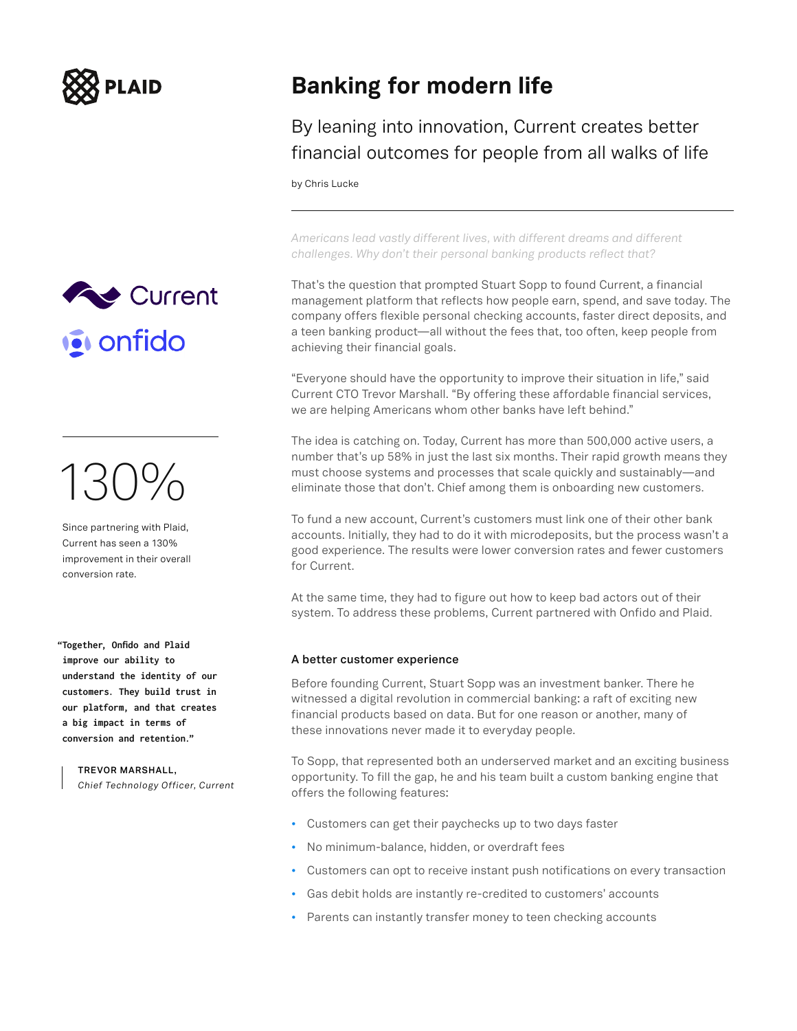PLAID

# Banking for modern life

## By leaning into innovation, Current creates better financial outcomes for people from all walks of life

by Chris Lucke

---

*Americans lead vastly different lives, with different dreams and different challenges. Why don't their personal banking products reflect that?*

That's the question that prompted Stuart Sopp to found Current, a financial management platform that reflects how people earn, spend, and save today. The company offers flexible personal checking accounts, faster direct deposits, and a teen banking product—all without the fees that, too often, keep people from achieving their financial goals.

"Everyone should have the opportunity to improve their situation in life," said Current CTO Trevor Marshall. "By offering these affordable financial services, we are helping Americans whom other banks have left behind."

The idea is catching on. Today, Current has more than 500,000 active users, a number that's up 58% in just the last six months. Their rapid growth means they must choose systems and processes that scale quickly and sustainably—and eliminate those that don't. Chief among them is onboarding new customers.

To fund a new account, Current's customers must link one of their other bank accounts. Initially, they had to do it with microdeposits, but the process wasn't a good experience. The results were lower conversion rates and fewer customers for Current.

At the same time, they had to figure out how to keep bad actors out of their system. To address these problems, Current partnered with Onfido and Plaid.

Current

onfido

---

# 130%

Since partnering with Plaid, Current has seen a 130% improvement in their overall conversion rate.

**"Together, Onfido and Plaid improve our ability to understand the identity of our customers. They build trust in our platform, and that creates a big impact in terms of conversion and retention."**

**TREVOR MARSHALL,**
*Chief Technology Officer, Current*

### A better customer experience

Before founding Current, Stuart Sopp was an investment banker. There he witnessed a digital revolution in commercial banking: a raft of exciting new financial products based on data. But for one reason or another, many of these innovations never made it to everyday people.

To Sopp, that represented both an underserved market and an exciting business opportunity. To fill the gap, he and his team built a custom banking engine that offers the following features:

- Customers can get their paychecks up to two days faster
- No minimum-balance, hidden, or overdraft fees
- Customers can opt to receive instant push notifications on every transaction
- Gas debit holds are instantly re-credited to customers' accounts
- Parents can instantly transfer money to teen checking accounts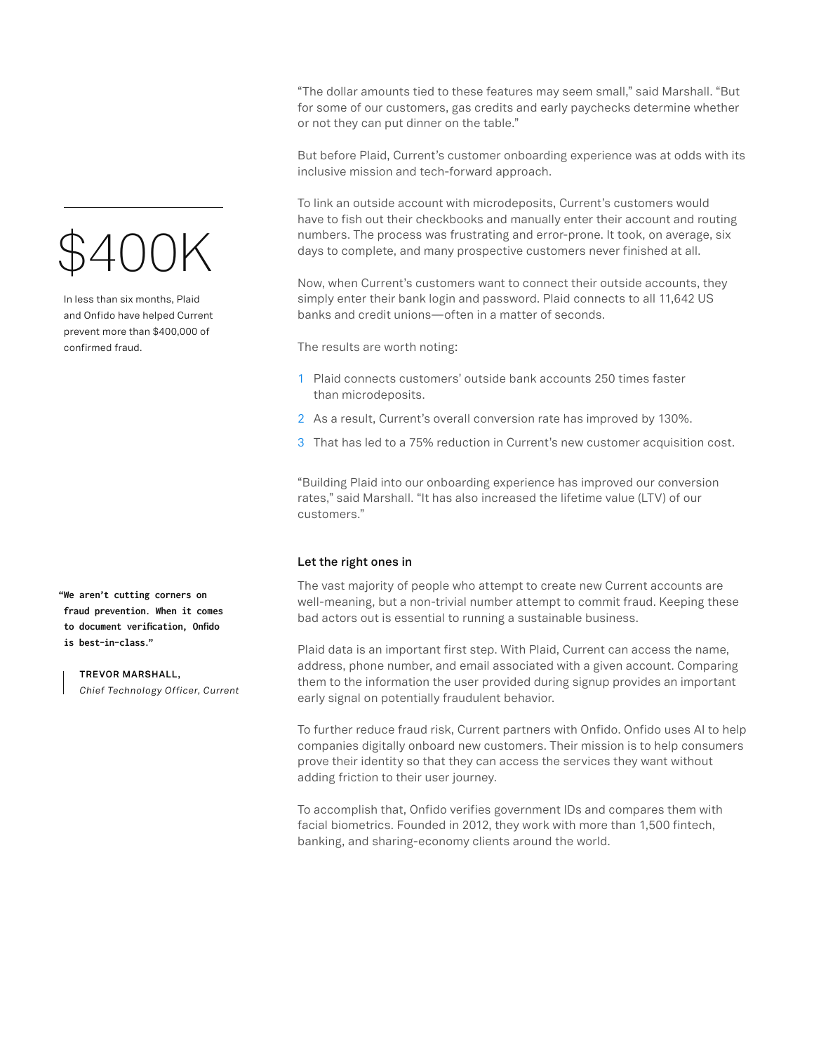"The dollar amounts tied to these features may seem small," said Marshall. "But for some of our customers, gas credits and early paychecks determine whether or not they can put dinner on the table."

But before Plaid, Current's customer onboarding experience was at odds with its inclusive mission and tech-forward approach.

To link an outside account with microdeposits, Current's customers would have to fish out their checkbooks and manually enter their account and routing numbers. The process was frustrating and error-prone. It took, on average, six days to complete, and many prospective customers never finished at all.

$400K

In less than six months, Plaid and Onfido have helped Current prevent more than $400,000 of confirmed fraud.

Now, when Current's customers want to connect their outside accounts, they simply enter their bank login and password. Plaid connects to all 11,642 US banks and credit unions—often in a matter of seconds.

The results are worth noting:

1. Plaid connects customers' outside bank accounts 250 times faster than microdeposits.
2. As a result, Current's overall conversion rate has improved by 130%.
3. That has led to a 75% reduction in Current's new customer acquisition cost.

"Building Plaid into our onboarding experience has improved our conversion rates," said Marshall. "It has also increased the lifetime value (LTV) of our customers."

#### Let the right ones in

The vast majority of people who attempt to create new Current accounts are well-meaning, but a non-trivial number attempt to commit fraud. Keeping these bad actors out is essential to running a sustainable business.

> **"We aren't cutting corners on fraud prevention. When it comes to document verification, Onfido is best-in-class."**
>
> TREVOR MARSHALL,
> *Chief Technology Officer, Current*

Plaid data is an important first step. With Plaid, Current can access the name, address, phone number, and email associated with a given account. Comparing them to the information the user provided during signup provides an important early signal on potentially fraudulent behavior.

To further reduce fraud risk, Current partners with Onfido. Onfido uses AI to help companies digitally onboard new customers. Their mission is to help consumers prove their identity so that they can access the services they want without adding friction to their user journey.

To accomplish that, Onfido verifies government IDs and compares them with facial biometrics. Founded in 2012, they work with more than 1,500 fintech, banking, and sharing-economy clients around the world.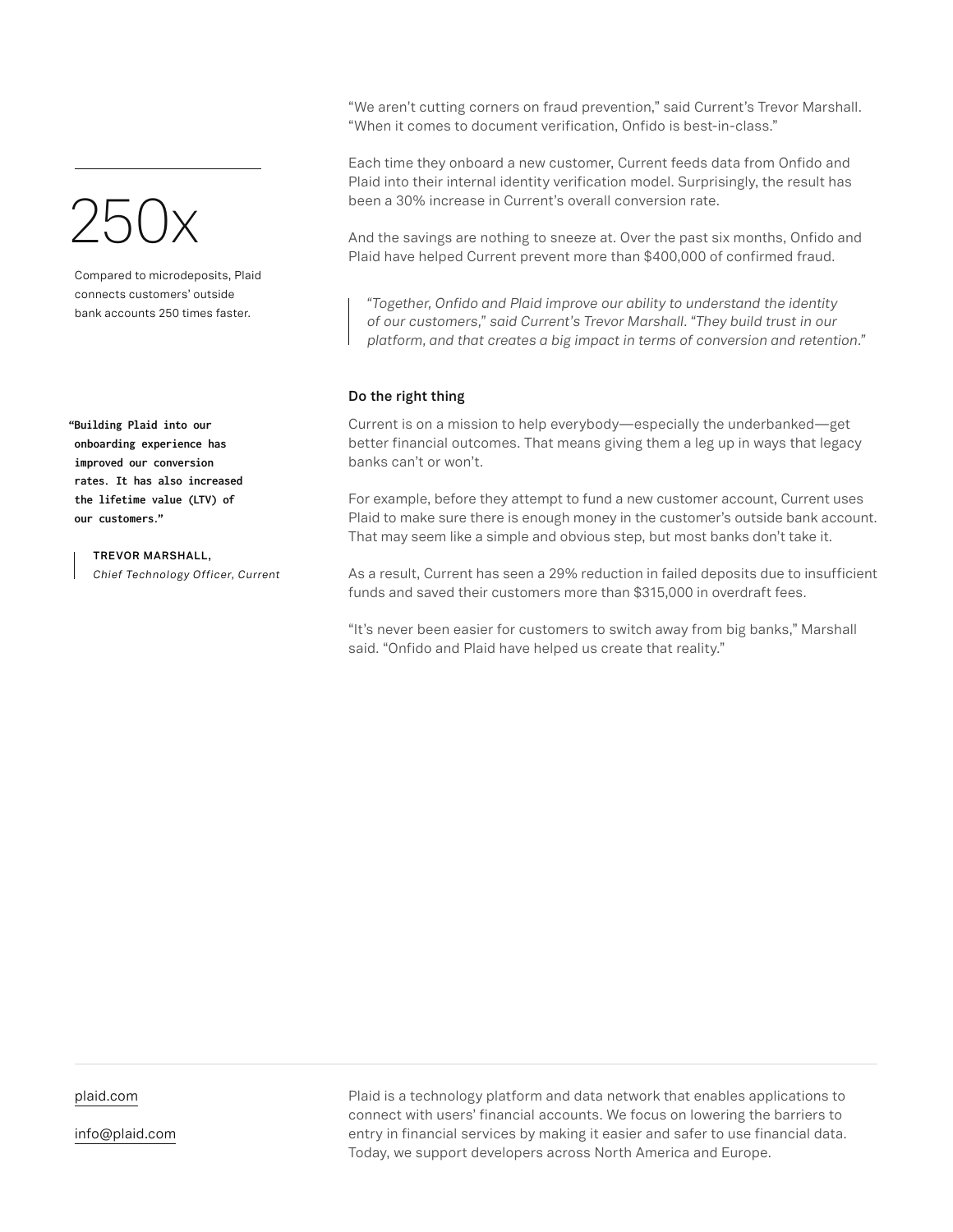“We aren’t cutting corners on fraud prevention,” said Current’s Trevor Marshall. “When it comes to document verification, Onfido is best-in-class.”

Each time they onboard a new customer, Current feeds data from Onfido and Plaid into their internal identity verification model. Surprisingly, the result has been a 30% increase in Current’s overall conversion rate.

And the savings are nothing to sneeze at. Over the past six months, Onfido and Plaid have helped Current prevent more than $400,000 of confirmed fraud.

> *“Together, Onfido and Plaid improve our ability to understand the identity of our customers,” said Current’s Trevor Marshall. “They build trust in our platform, and that creates a big impact in terms of conversion and retention.”*

250x

Compared to microdeposits, Plaid connects customers’ outside bank accounts 250 times faster.

**“Building Plaid into our onboarding experience has improved our conversion rates. It has also increased the lifetime value (LTV) of our customers.”**

TREVOR MARSHALL,
*Chief Technology Officer, Current*

### Do the right thing

Current is on a mission to help everybody—especially the underbanked—get better financial outcomes. That means giving them a leg up in ways that legacy banks can’t or won’t.

For example, before they attempt to fund a new customer account, Current uses Plaid to make sure there is enough money in the customer’s outside bank account. That may seem like a simple and obvious step, but most banks don’t take it.

As a result, Current has seen a 29% reduction in failed deposits due to insufficient funds and saved their customers more than $315,000 in overdraft fees.

“It’s never been easier for customers to switch away from big banks,” Marshall said. “Onfido and Plaid have helped us create that reality.”

---

plaid.com

info@plaid.com

Plaid is a technology platform and data network that enables applications to connect with users’ financial accounts. We focus on lowering the barriers to entry in financial services by making it easier and safer to use financial data. Today, we support developers across North America and Europe.